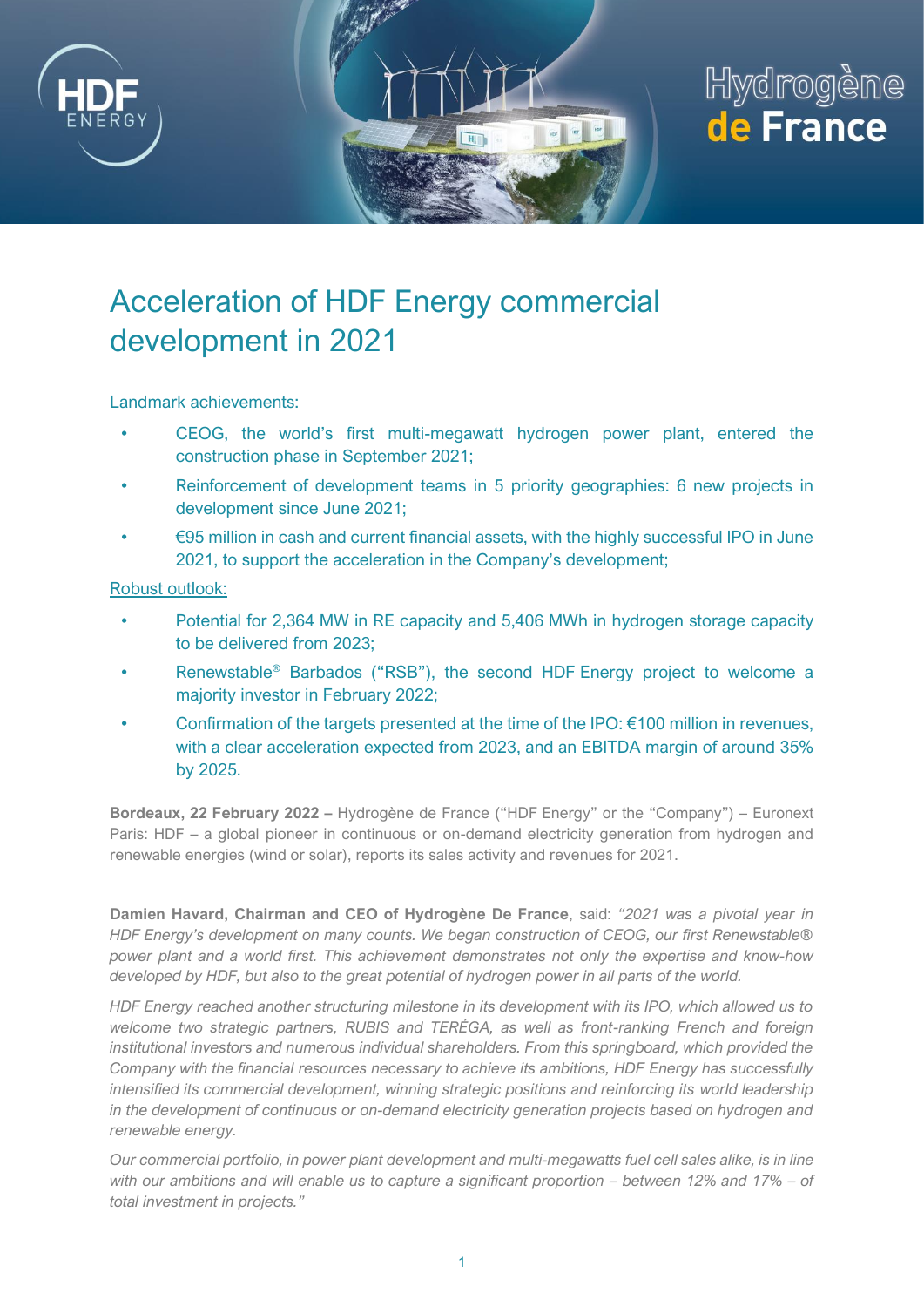# Acceleration of HDF Energy commercial development in 2021

Landmark achievements:

- CEOG, the world's first multi-megawatt hydrogen power plant, entered the construction phase in September 2021;
- Reinforcement of development teams in 5 priority geographies: 6 new projects in development since June 2021;
- €95 million in cash and current financial assets, with the highly successful IPO in June 2021, to support the acceleration in the Company's development;

Robust outlook:

- Potential for 2,364 MW in RE capacity and 5,406 MWh in hydrogen storage capacity to be delivered from 2023;
- Renewstable® Barbados ("RSB"), the second HDF Energy project to welcome a majority investor in February 2022;
- Confirmation of the targets presented at the time of the IPO: €100 million in revenues, with a clear acceleration expected from 2023, and an EBITDA margin of around 35% by 2025.

**Bordeaux, 22 February 2022 –** Hydrogène de France ("HDF Energy" or the "Company") – Euronext Paris: HDF – a global pioneer in continuous or on-demand electricity generation from hydrogen and renewable energies (wind or solar), reports its sales activity and revenues for 2021.

**Damien Havard, Chairman and CEO of Hydrogène De France**, said: *"2021 was a pivotal year in HDF Energy's development on many counts. We began construction of CEOG, our first Renewstable® power plant and a world first. This achievement demonstrates not only the expertise and know-how developed by HDF, but also to the great potential of hydrogen power in all parts of the world.*

*HDF Energy reached another structuring milestone in its development with its IPO, which allowed us to welcome two strategic partners, RUBIS and TERÉGA, as well as front-ranking French and foreign institutional investors and numerous individual shareholders. From this springboard, which provided the Company with the financial resources necessary to achieve its ambitions, HDF Energy has successfully intensified its commercial development, winning strategic positions and reinforcing its world leadership in the development of continuous or on-demand electricity generation projects based on hydrogen and renewable energy.*

*Our commercial portfolio, in power plant development and multi-megawatts fuel cell sales alike, is in line with our ambitions and will enable us to capture a significant proportion – between 12% and 17% – of total investment in projects."*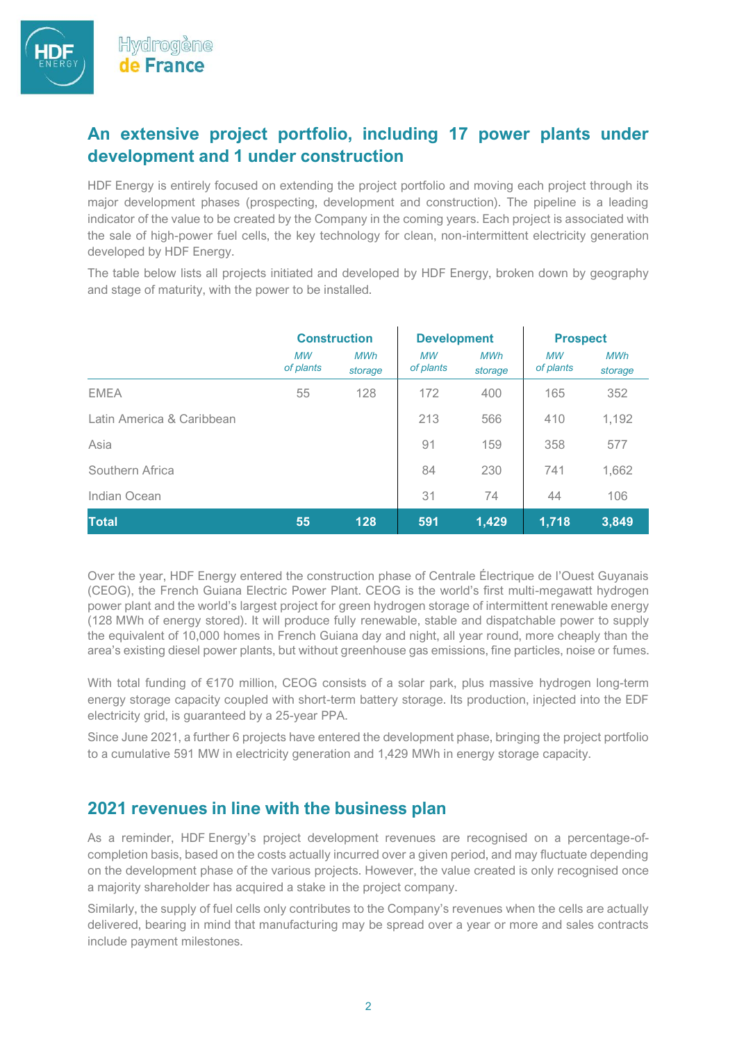## An extensive project portfolio, including 17 power plants under development and 1 under construction

HDF Energy is entirely focused on extending the project portfolio and moving each project through its major development phases (prospecting, development and construction). The pipeline is a leading indicator of the value to be created by the Company in the coming years. Each project is associated with the sale of high-power fuel cells, the key technology for clean, non-intermittent electricity generation developed by HDF Energy.

The table below lists all projects initiated and developed by HDF Energy, broken down by geography and stage of maturity, with the power to be installed.

| | Construction | | Development | | Prospect | |
|---|---|---|---|---|---|---|
| | *MW of plants* | *MWh storage* | *MW of plants* | *MWh storage* | *MW of plants* | *MWh storage* |
| EMEA | 55 | 128 | 172 | 400 | 165 | 352 |
| Latin America & Caribbean | | | 213 | 566 | 410 | 1,192 |
| Asia | | | 91 | 159 | 358 | 577 |
| Southern Africa | | | 84 | 230 | 741 | 1,662 |
| Indian Ocean | | | 31 | 74 | 44 | 106 |
| **Total** | **55** | **128** | **591** | **1,429** | **1,718** | **3,849** |

Over the year, HDF Energy entered the construction phase of Centrale Électrique de l'Ouest Guyanais (CEOG), the French Guiana Electric Power Plant. CEOG is the world's first multi-megawatt hydrogen power plant and the world's largest project for green hydrogen storage of intermittent renewable energy (128 MWh of energy stored). It will produce fully renewable, stable and dispatchable power to supply the equivalent of 10,000 homes in French Guiana day and night, all year round, more cheaply than the area's existing diesel power plants, but without greenhouse gas emissions, fine particles, noise or fumes.

With total funding of €170 million, CEOG consists of a solar park, plus massive hydrogen long-term energy storage capacity coupled with short-term battery storage. Its production, injected into the EDF electricity grid, is guaranteed by a 25-year PPA.

Since June 2021, a further 6 projects have entered the development phase, bringing the project portfolio to a cumulative 591 MW in electricity generation and 1,429 MWh in energy storage capacity.

## 2021 revenues in line with the business plan

As a reminder, HDF Energy's project development revenues are recognised on a percentage-of-completion basis, based on the costs actually incurred over a given period, and may fluctuate depending on the development phase of the various projects. However, the value created is only recognised once a majority shareholder has acquired a stake in the project company.

Similarly, the supply of fuel cells only contributes to the Company's revenues when the cells are actually delivered, bearing in mind that manufacturing may be spread over a year or more and sales contracts include payment milestones.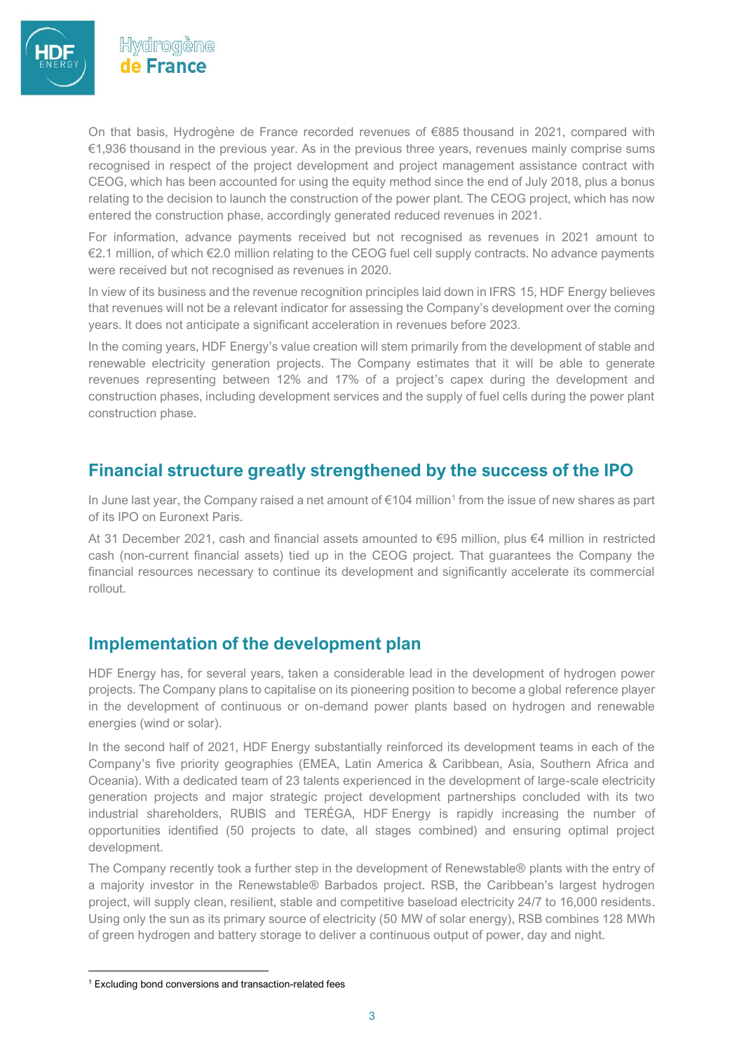On that basis, Hydrogène de France recorded revenues of €885 thousand in 2021, compared with €1,936 thousand in the previous year. As in the previous three years, revenues mainly comprise sums recognised in respect of the project development and project management assistance contract with CEOG, which has been accounted for using the equity method since the end of July 2018, plus a bonus relating to the decision to launch the construction of the power plant. The CEOG project, which has now entered the construction phase, accordingly generated reduced revenues in 2021.

For information, advance payments received but not recognised as revenues in 2021 amount to €2.1 million, of which €2.0 million relating to the CEOG fuel cell supply contracts. No advance payments were received but not recognised as revenues in 2020.

In view of its business and the revenue recognition principles laid down in IFRS 15, HDF Energy believes that revenues will not be a relevant indicator for assessing the Company's development over the coming years. It does not anticipate a significant acceleration in revenues before 2023.

In the coming years, HDF Energy's value creation will stem primarily from the development of stable and renewable electricity generation projects. The Company estimates that it will be able to generate revenues representing between 12% and 17% of a project's capex during the development and construction phases, including development services and the supply of fuel cells during the power plant construction phase.

## Financial structure greatly strengthened by the success of the IPO

In June last year, the Company raised a net amount of €104 million[1] from the issue of new shares as part of its IPO on Euronext Paris.

At 31 December 2021, cash and financial assets amounted to €95 million, plus €4 million in restricted cash (non-current financial assets) tied up in the CEOG project. That guarantees the Company the financial resources necessary to continue its development and significantly accelerate its commercial rollout.

## Implementation of the development plan

HDF Energy has, for several years, taken a considerable lead in the development of hydrogen power projects. The Company plans to capitalise on its pioneering position to become a global reference player in the development of continuous or on-demand power plants based on hydrogen and renewable energies (wind or solar).

In the second half of 2021, HDF Energy substantially reinforced its development teams in each of the Company's five priority geographies (EMEA, Latin America & Caribbean, Asia, Southern Africa and Oceania). With a dedicated team of 23 talents experienced in the development of large-scale electricity generation projects and major strategic project development partnerships concluded with its two industrial shareholders, RUBIS and TERÉGA, HDF Energy is rapidly increasing the number of opportunities identified (50 projects to date, all stages combined) and ensuring optimal project development.

The Company recently took a further step in the development of Renewstable® plants with the entry of a majority investor in the Renewstable® Barbados project. RSB, the Caribbean's largest hydrogen project, will supply clean, resilient, stable and competitive baseload electricity 24/7 to 16,000 residents. Using only the sun as its primary source of electricity (50 MW of solar energy), RSB combines 128 MWh of green hydrogen and battery storage to deliver a continuous output of power, day and night.

[1] Excluding bond conversions and transaction-related fees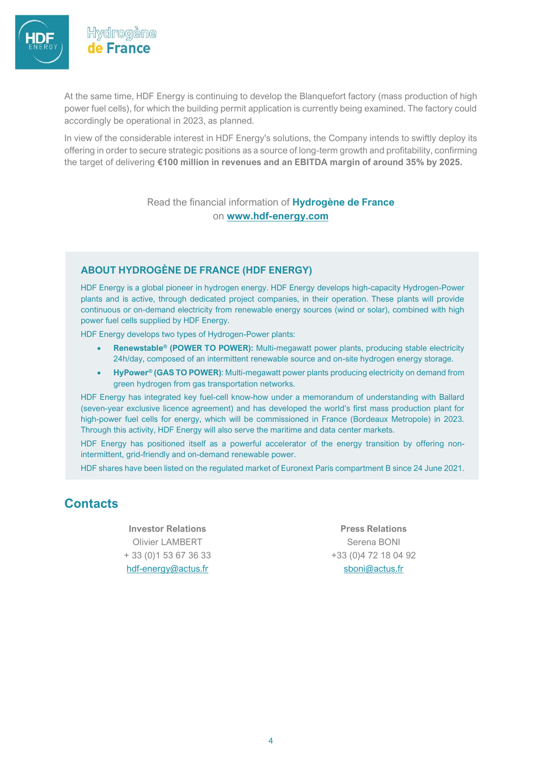At the same time, HDF Energy is continuing to develop the Blanquefort factory (mass production of high power fuel cells), for which the building permit application is currently being examined. The factory could accordingly be operational in 2023, as planned.

In view of the considerable interest in HDF Energy's solutions, the Company intends to swiftly deploy its offering in order to secure strategic positions as a source of long-term growth and profitability, confirming the target of delivering **€100 million in revenues and an EBITDA margin of around 35% by 2025.**

Read the financial information of **Hydrogène de France**
on **www.hdf-energy.com**

## ABOUT HYDROGÈNE DE FRANCE (HDF ENERGY)

HDF Energy is a global pioneer in hydrogen energy. HDF Energy develops high-capacity Hydrogen-Power plants and is active, through dedicated project companies, in their operation. These plants will provide continuous or on-demand electricity from renewable energy sources (wind or solar), combined with high power fuel cells supplied by HDF Energy.

HDF Energy develops two types of Hydrogen-Power plants:

- **Renewstable® (POWER TO POWER):** Multi-megawatt power plants, producing stable electricity 24h/day, composed of an intermittent renewable source and on-site hydrogen energy storage.
- **HyPower® (GAS TO POWER)**: Multi-megawatt power plants producing electricity on demand from green hydrogen from gas transportation networks.

HDF Energy has integrated key fuel-cell know-how under a memorandum of understanding with Ballard (seven-year exclusive licence agreement) and has developed the world's first mass production plant for high-power fuel cells for energy, which will be commissioned in France (Bordeaux Metropole) in 2023. Through this activity, HDF Energy will also serve the maritime and data center markets.

HDF Energy has positioned itself as a powerful accelerator of the energy transition by offering non-intermittent, grid-friendly and on-demand renewable power.

HDF shares have been listed on the regulated market of Euronext Paris compartment B since 24 June 2021.

## Contacts

**Investor Relations**
Olivier LAMBERT
+ 33 (0)1 53 67 36 33
hdf-energy@actus.fr

**Press Relations**
Serena BONI
+33 (0)4 72 18 04 92
sboni@actus.fr